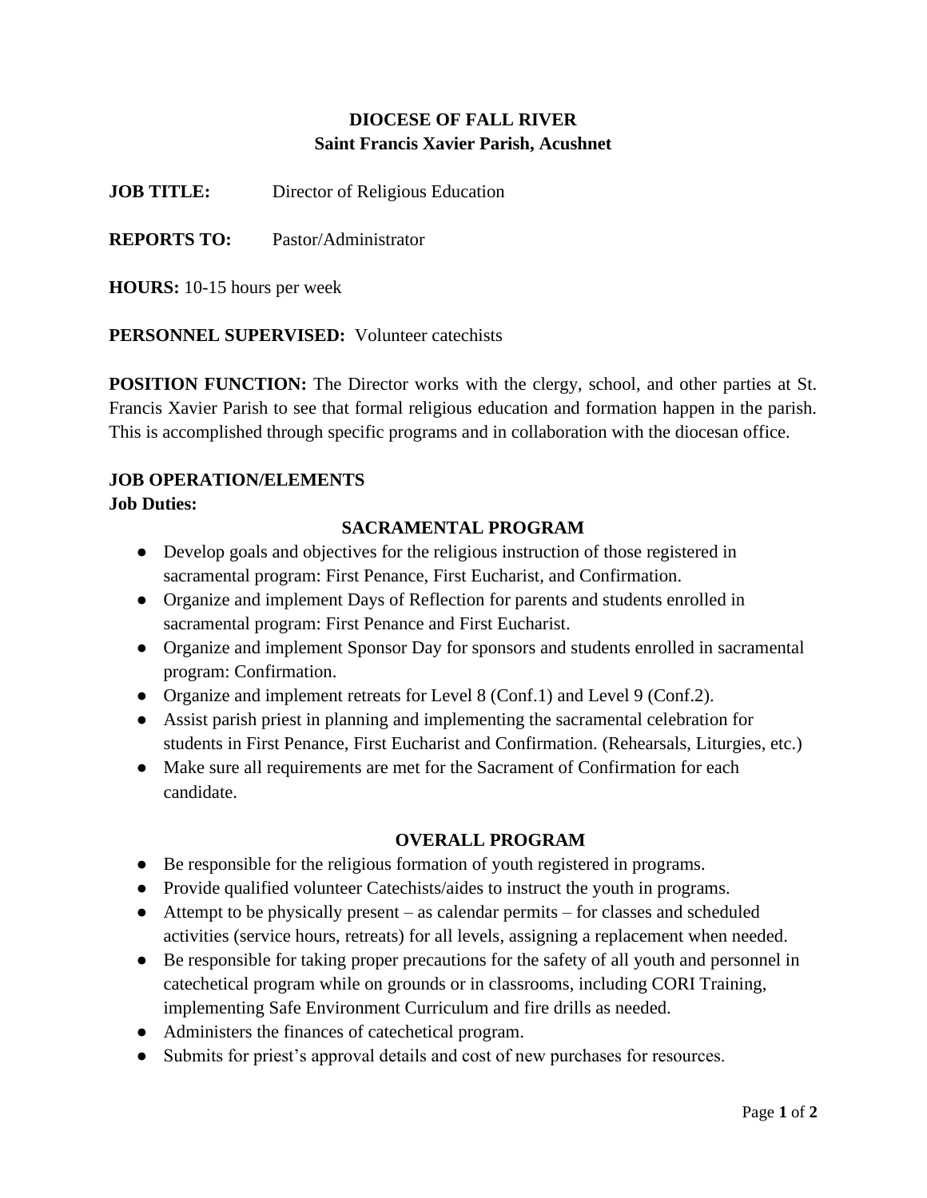# DIOCESE OF FALL RIVER
## Saint Francis Xavier Parish, Acushnet

**JOB TITLE:** Director of Religious Education

**REPORTS TO:** Pastor/Administrator

**HOURS:** 10-15 hours per week

**PERSONNEL SUPERVISED:** Volunteer catechists

**POSITION FUNCTION:** The Director works with the clergy, school, and other parties at St. Francis Xavier Parish to see that formal religious education and formation happen in the parish. This is accomplished through specific programs and in collaboration with the diocesan office.

### JOB OPERATION/ELEMENTS

**Job Duties:**

#### SACRAMENTAL PROGRAM

- Develop goals and objectives for the religious instruction of those registered in sacramental program: First Penance, First Eucharist, and Confirmation.
- Organize and implement Days of Reflection for parents and students enrolled in sacramental program: First Penance and First Eucharist.
- Organize and implement Sponsor Day for sponsors and students enrolled in sacramental program: Confirmation.
- Organize and implement retreats for Level 8 (Conf.1) and Level 9 (Conf.2).
- Assist parish priest in planning and implementing the sacramental celebration for students in First Penance, First Eucharist and Confirmation. (Rehearsals, Liturgies, etc.)
- Make sure all requirements are met for the Sacrament of Confirmation for each candidate.

#### OVERALL PROGRAM

- Be responsible for the religious formation of youth registered in programs.
- Provide qualified volunteer Catechists/aides to instruct the youth in programs.
- Attempt to be physically present – as calendar permits – for classes and scheduled activities (service hours, retreats) for all levels, assigning a replacement when needed.
- Be responsible for taking proper precautions for the safety of all youth and personnel in catechetical program while on grounds or in classrooms, including CORI Training, implementing Safe Environment Curriculum and fire drills as needed.
- Administers the finances of catechetical program.
- Submits for priest's approval details and cost of new purchases for resources.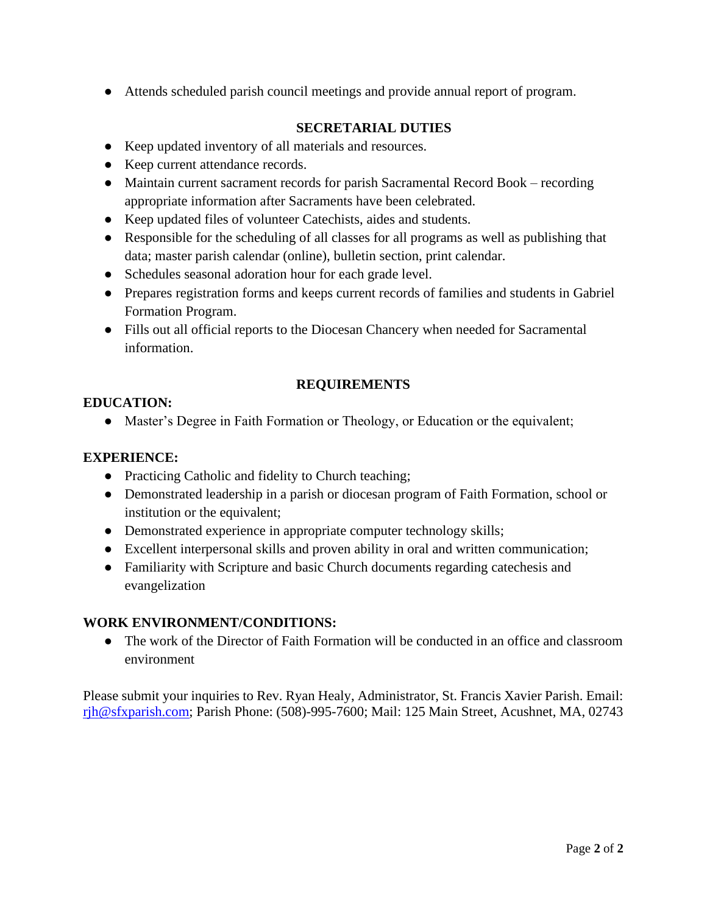- Attends scheduled parish council meetings and provide annual report of program.

## SECRETARIAL DUTIES

- Keep updated inventory of all materials and resources.
- Keep current attendance records.
- Maintain current sacrament records for parish Sacramental Record Book – recording appropriate information after Sacraments have been celebrated.
- Keep updated files of volunteer Catechists, aides and students.
- Responsible for the scheduling of all classes for all programs as well as publishing that data; master parish calendar (online), bulletin section, print calendar.
- Schedules seasonal adoration hour for each grade level.
- Prepares registration forms and keeps current records of families and students in Gabriel Formation Program.
- Fills out all official reports to the Diocesan Chancery when needed for Sacramental information.

## REQUIREMENTS

**EDUCATION:**

- Master's Degree in Faith Formation or Theology, or Education or the equivalent;

**EXPERIENCE:**

- Practicing Catholic and fidelity to Church teaching;
- Demonstrated leadership in a parish or diocesan program of Faith Formation, school or institution or the equivalent;
- Demonstrated experience in appropriate computer technology skills;
- Excellent interpersonal skills and proven ability in oral and written communication;
- Familiarity with Scripture and basic Church documents regarding catechesis and evangelization

**WORK ENVIRONMENT/CONDITIONS:**

- The work of the Director of Faith Formation will be conducted in an office and classroom environment

Please submit your inquiries to Rev. Ryan Healy, Administrator, St. Francis Xavier Parish. Email: rjh@sfxparish.com; Parish Phone: (508)-995-7600; Mail: 125 Main Street, Acushnet, MA, 02743